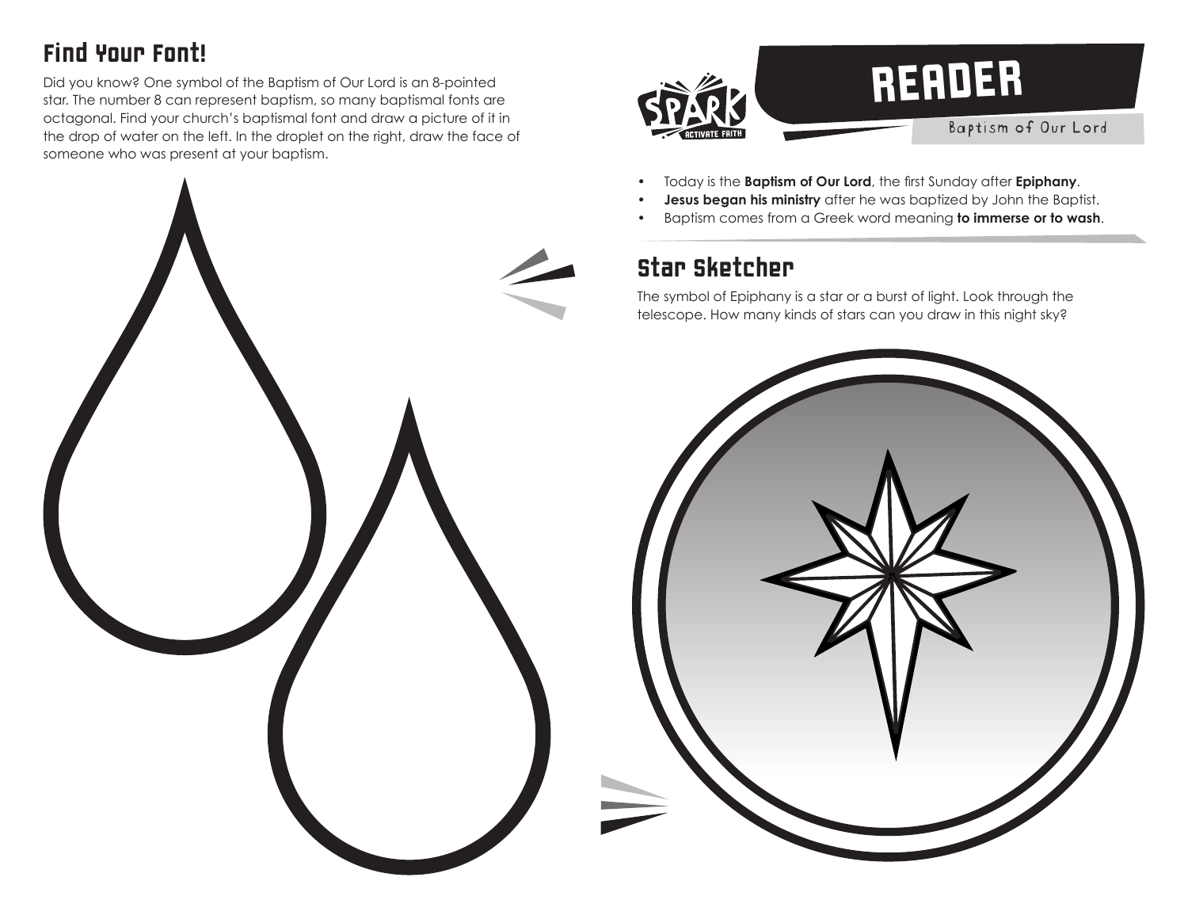## Find Your Font!

Did you know? One symbol of the Baptism of Our Lord is an 8-pointed star. The number 8 can represent baptism, so many baptismal fonts are octagonal. Find your church's baptismal font and draw a picture of it in the drop of water on the left. In the droplet on the right, draw the face of someone who was present at your baptism.

SPARK ACTIVATE FAITH

# READER

Baptism of Our Lord

- Today is the **Baptism of Our Lord**, the first Sunday after **Epiphany**.
- **Jesus began his ministry** after he was baptized by John the Baptist.
- Baptism comes from a Greek word meaning **to immerse or to wash**.

## Star Sketcher

The symbol of Epiphany is a star or a burst of light. Look through the telescope. How many kinds of stars can you draw in this night sky?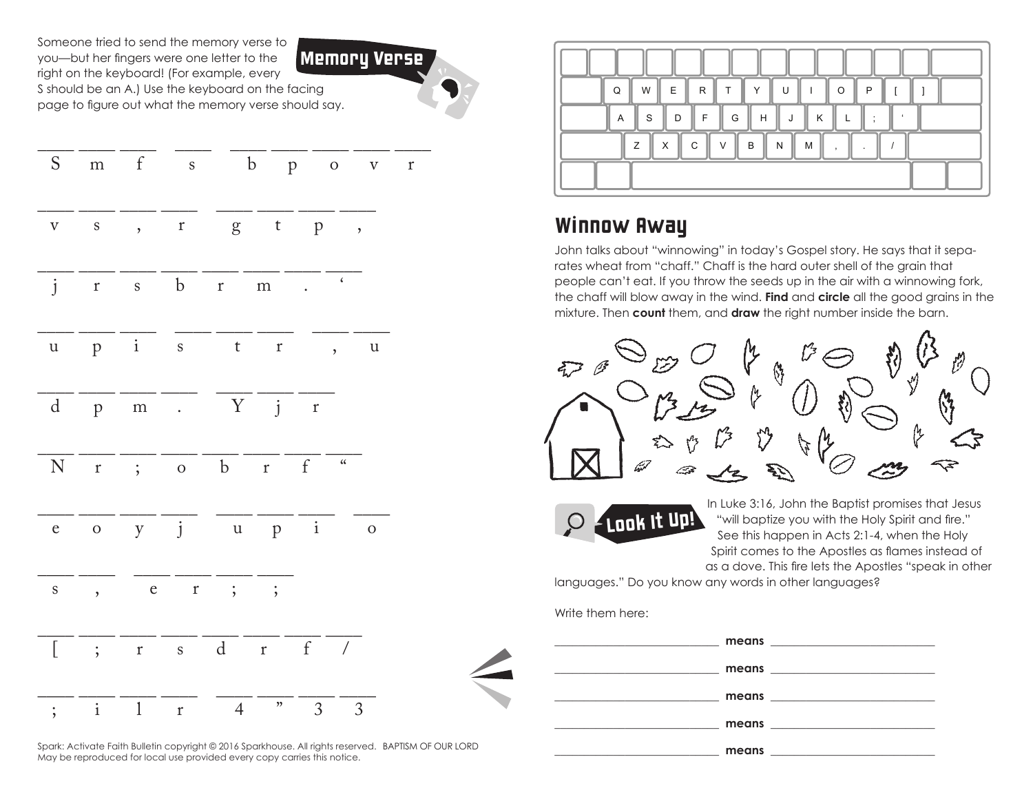Someone tried to send the memory verse to you—but her fingers were one letter to the right on the keyboard! (For example, every S should be an A.) Use the keyboard on the facing page to figure out what the memory verse should say.

## Memory Verse

S m f s b p o v r

v s , r g t p ,

j r s b r m . ‘

u p i s t r , u

d p m . Y j r

N r ; o b r f “

e o y j u p i o

s , e r ; ;

[ ; r s d r f /

; i l r 4 ” 3 3

Q W E R T Y U I O P [ ]

A S D F G H J K L ; ‘

Z X C V B N M , . /

## Winnow Away

John talks about "winnowing" in today's Gospel story. He says that it separates wheat from "chaff." Chaff is the hard outer shell of the grain that people can't eat. If you throw the seeds up in the air with a winnowing fork, the chaff will blow away in the wind. **Find** and **circle** all the good grains in the mixture. Then **count** them, and **draw** the right number inside the barn.

### Look It Up!

In Luke 3:16, John the Baptist promises that Jesus "will baptize you with the Holy Spirit and fire." See this happen in Acts 2:1-4, when the Holy Spirit comes to the Apostles as flames instead of as a dove. This fire lets the Apostles "speak in other languages." Do you know any words in other languages?

Write them here:

_______________ **means** _______________

_______________ **means** _______________

_______________ **means** _______________

_______________ **means** _______________

_______________ **means** _______________

Spark: Activate Faith Bulletin copyright © 2016 Sparkhouse. All rights reserved. BAPTISM OF OUR LORD
May be reproduced for local use provided every copy carries this notice.